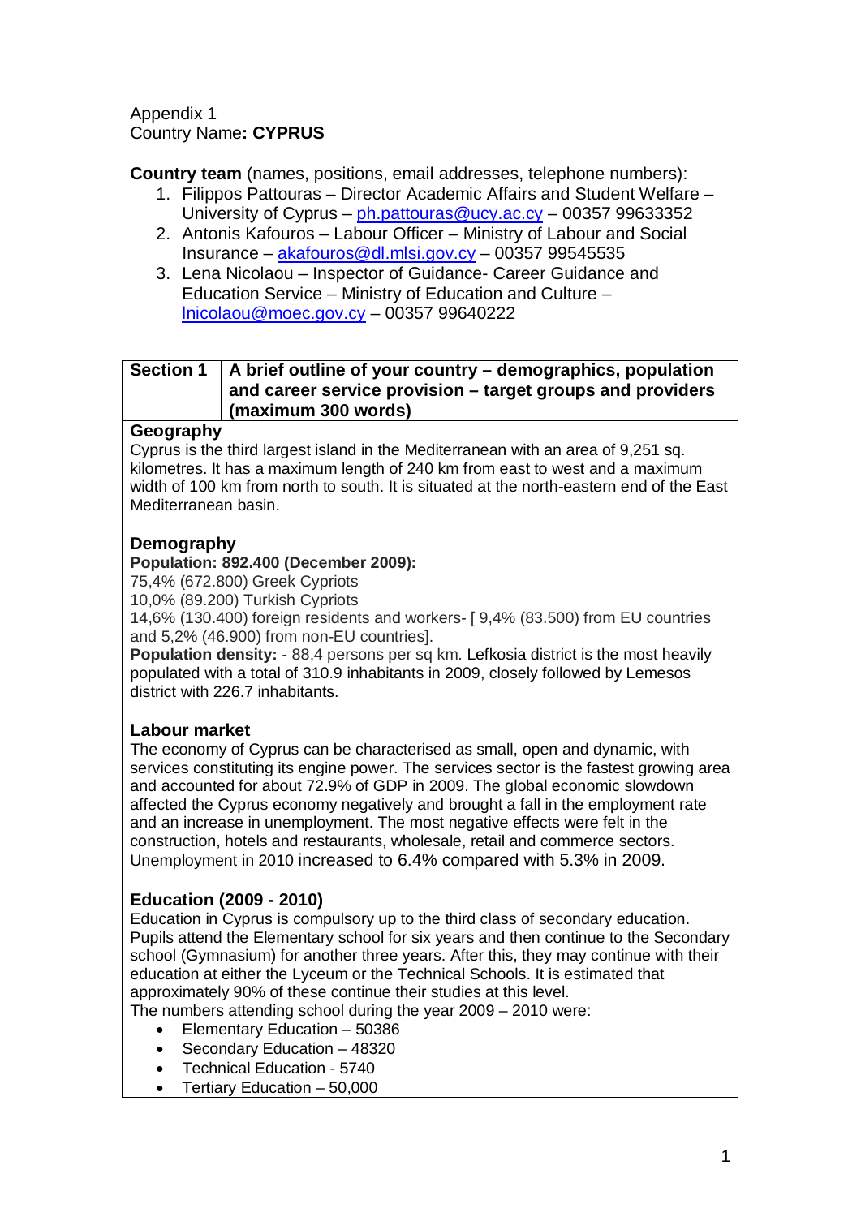Appendix 1
Country Name**: CYPRUS**

**Country team** (names, positions, email addresses, telephone numbers):

1. Filippos Pattouras – Director Academic Affairs and Student Welfare – University of Cyprus – ph.pattouras@ucy.ac.cy – 00357 99633352
2. Antonis Kafouros – Labour Officer – Ministry of Labour and Social Insurance – akafouros@dl.mlsi.gov.cy – 00357 99545535
3. Lena Nicolaou – Inspector of Guidance- Career Guidance and Education Service – Ministry of Education and Culture – lnicolaou@moec.gov.cy – 00357 99640222

| **Section 1** | **A brief outline of your country – demographics, population and career service provision – target groups and providers (maximum 300 words)** |
|---|---|

### Geography

Cyprus is the third largest island in the Mediterranean with an area of 9,251 sq. kilometres. It has a maximum length of 240 km from east to west and a maximum width of 100 km from north to south. It is situated at the north-eastern end of the East Mediterranean basin.

### Demography

**Population: 892.400 (December 2009):**
75,4% (672.800) Greek Cypriots
10,0% (89.200) Turkish Cypriots
14,6% (130.400) foreign residents and workers- [ 9,4% (83.500) from EU countries and 5,2% (46.900) from non-EU countries].
**Population density:** - 88,4 persons per sq km. Lefkosia district is the most heavily populated with a total of 310.9 inhabitants in 2009, closely followed by Lemesos district with 226.7 inhabitants.

### Labour market

The economy of Cyprus can be characterised as small, open and dynamic, with services constituting its engine power. The services sector is the fastest growing area and accounted for about 72.9% of GDP in 2009. The global economic slowdown affected the Cyprus economy negatively and brought a fall in the employment rate and an increase in unemployment. The most negative effects were felt in the construction, hotels and restaurants, wholesale, retail and commerce sectors. Unemployment in 2010 increased to 6.4% compared with 5.3% in 2009.

### Education (2009 - 2010)

Education in Cyprus is compulsory up to the third class of secondary education. Pupils attend the Elementary school for six years and then continue to the Secondary school (Gymnasium) for another three years. After this, they may continue with their education at either the Lyceum or the Technical Schools. It is estimated that approximately 90% of these continue their studies at this level.
The numbers attending school during the year 2009 – 2010 were:

- Elementary Education – 50386
- Secondary Education – 48320
- Technical Education - 5740
- Tertiary Education – 50,000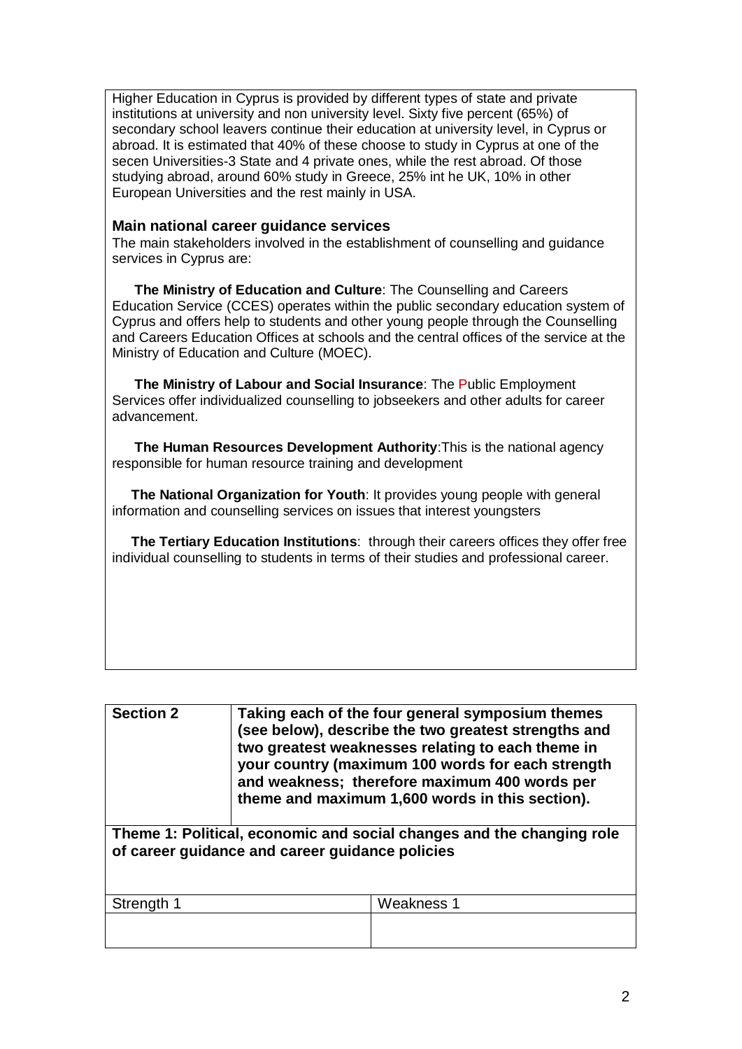Higher Education in Cyprus is provided by different types of state and private institutions at university and non university level. Sixty five percent (65%) of secondary school leavers continue their education at university level, in Cyprus or abroad. It is estimated that 40% of these choose to study in Cyprus at one of the secen Universities-3 State and 4 private ones, while the rest abroad. Of those studying abroad, around 60% study in Greece, 25% int he UK, 10% in other European Universities and the rest mainly in USA.

### Main national career guidance services

The main stakeholders involved in the establishment of counselling and guidance services in Cyprus are:

**The Ministry of Education and Culture**: The Counselling and Careers Education Service (CCES) operates within the public secondary education system of Cyprus and offers help to students and other young people through the Counselling and Careers Education Offices at schools and the central offices of the service at the Ministry of Education and Culture (MOEC).

**The Ministry of Labour and Social Insurance**: The Public Employment Services offer individualized counselling to jobseekers and other adults for career advancement.

**The Human Resources Development Authority**:This is the national agency responsible for human resource training and development

**The National Organization for Youth**: It provides young people with general information and counselling services on issues that interest youngsters

**The Tertiary Education Institutions**: through their careers offices they offer free individual counselling to students in terms of their studies and professional career.

| **Section 2** | **Taking each of the four general symposium themes (see below), describe the two greatest strengths and two greatest weaknesses relating to each theme in your country (maximum 100 words for each strength and weakness; therefore maximum 400 words per theme and maximum 1,600 words in this section).** |
|---|---|

**Theme 1: Political, economic and social changes and the changing role of career guidance and career guidance policies**

| Strength 1 | Weakness 1 |
|---|---|
| | |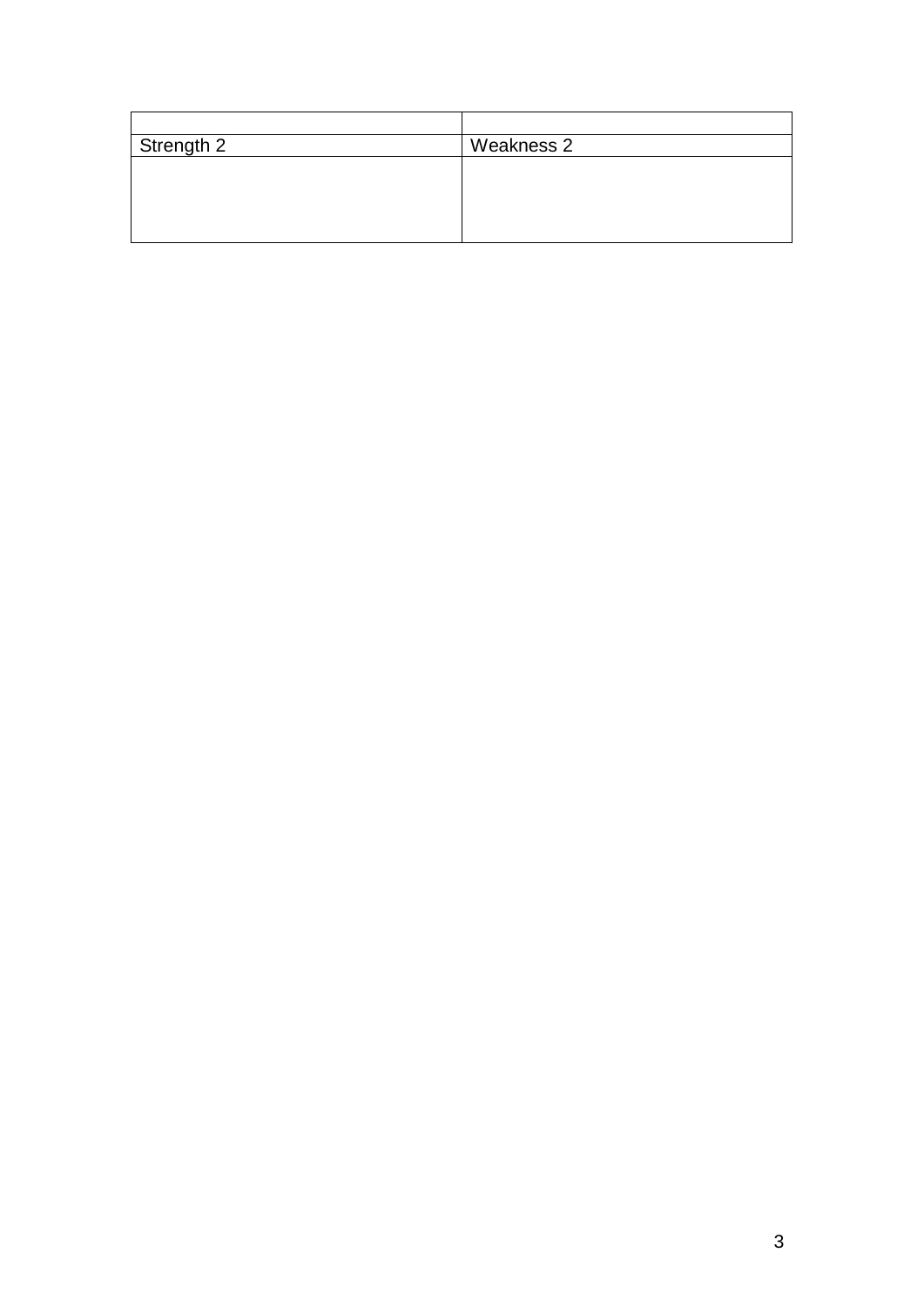| | |
|---|---|
| Strength 2 | Weakness 2 |
| | |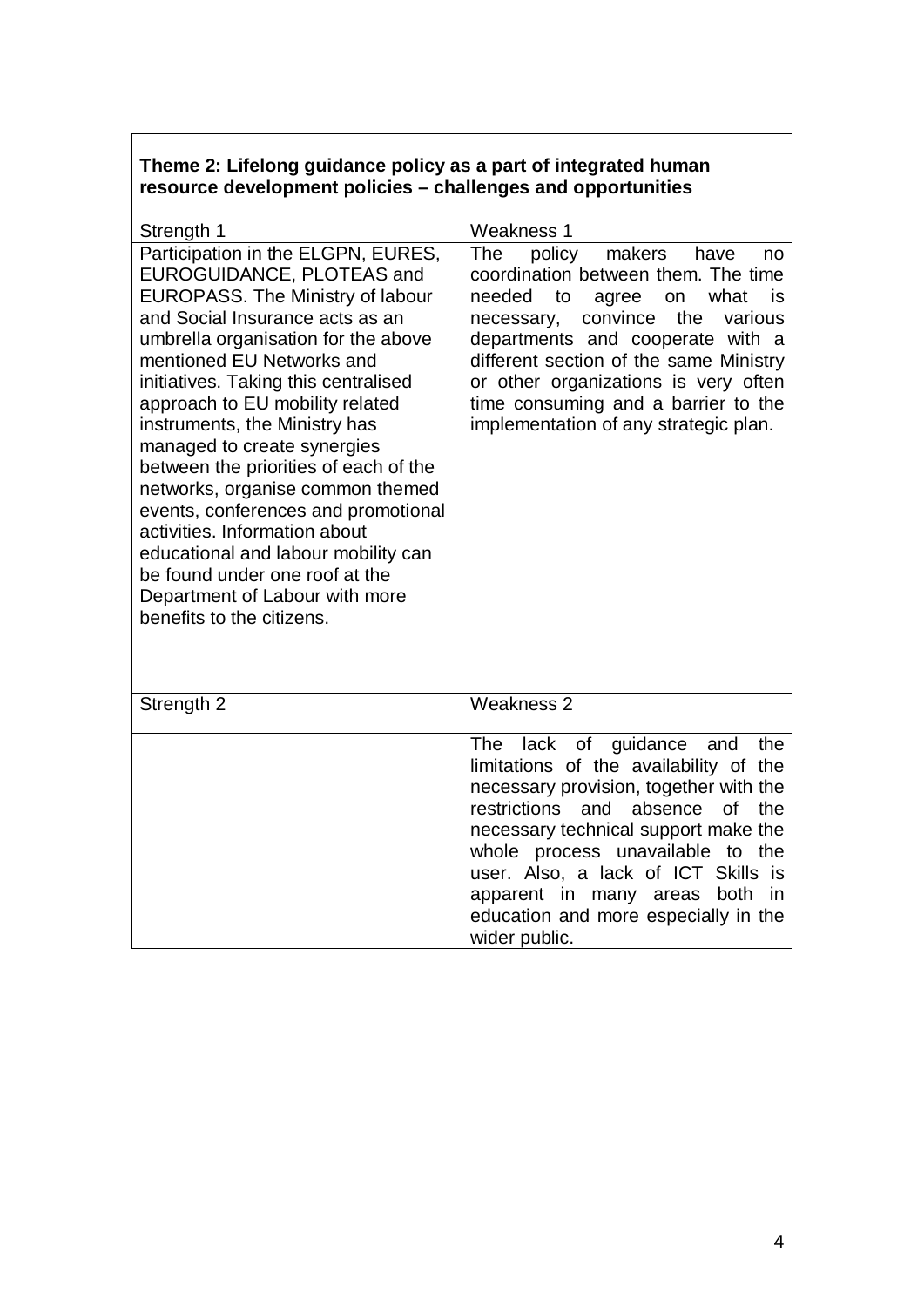**Theme 2: Lifelong guidance policy as a part of integrated human resource development policies – challenges and opportunities**

| Strength 1 | Weakness 1 |
| --- | --- |
| Participation in the ELGPN, EURES, EUROGUIDANCE, PLOTEAS and EUROPASS. The Ministry of labour and Social Insurance acts as an umbrella organisation for the above mentioned EU Networks and initiatives. Taking this centralised approach to EU mobility related instruments, the Ministry has managed to create synergies between the priorities of each of the networks, organise common themed events, conferences and promotional activities. Information about educational and labour mobility can be found under one roof at the Department of Labour with more benefits to the citizens. | The policy makers have no coordination between them. The time needed to agree on what is necessary, convince the various departments and cooperate with a different section of the same Ministry or other organizations is very often time consuming and a barrier to the implementation of any strategic plan. |
| **Strength 2** | **Weakness 2** |
| | The lack of guidance and the limitations of the availability of the necessary provision, together with the restrictions and absence of the necessary technical support make the whole process unavailable to the user. Also, a lack of ICT Skills is apparent in many areas both in education and more especially in the wider public. |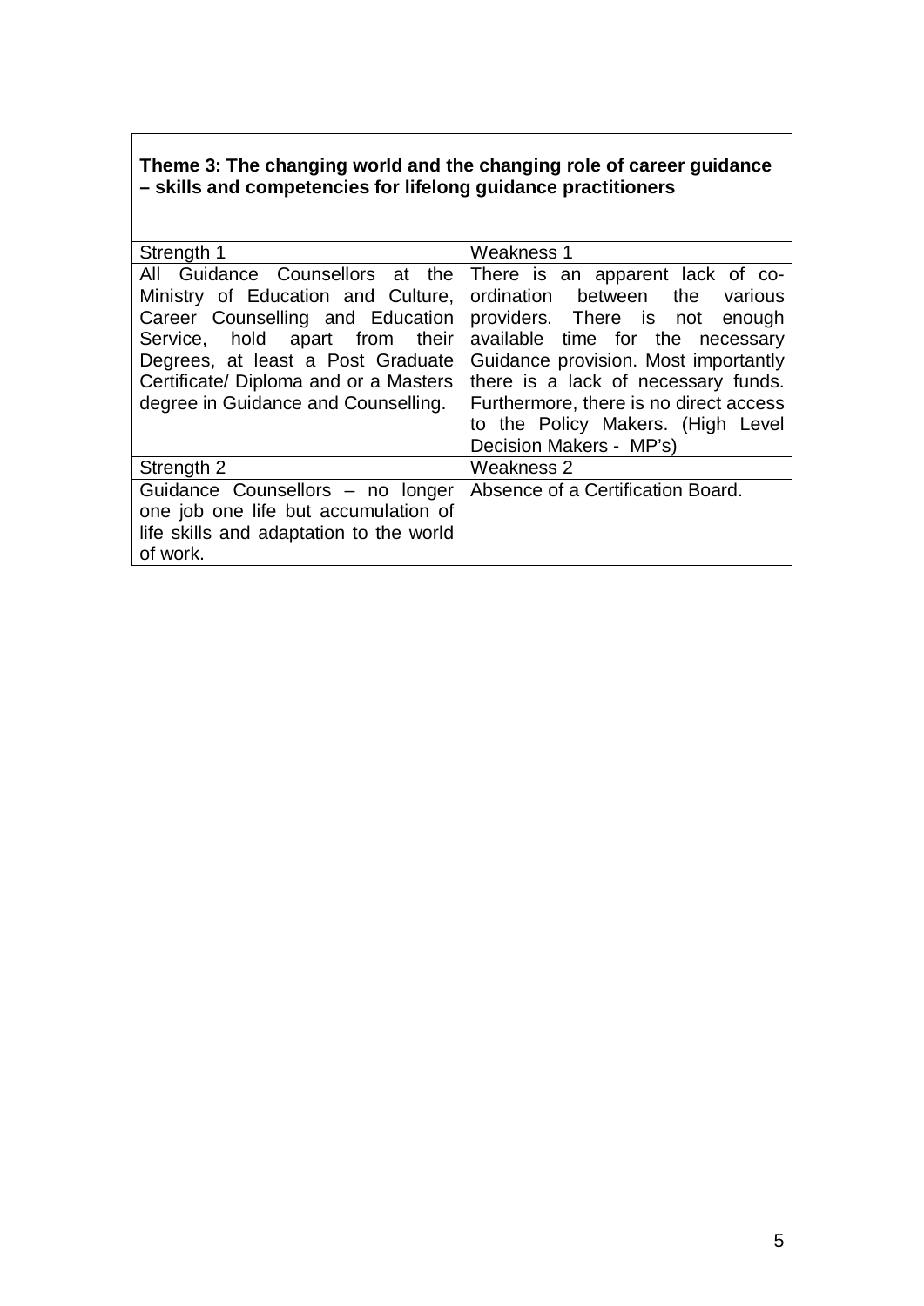**Theme 3: The changing world and the changing role of career guidance – skills and competencies for lifelong guidance practitioners**

| Strength 1 | Weakness 1 |
|---|---|
| All Guidance Counsellors at the Ministry of Education and Culture, Career Counselling and Education Service, hold apart from their Degrees, at least a Post Graduate Certificate/ Diploma and or a Masters degree in Guidance and Counselling. | There is an apparent lack of co-ordination between the various providers. There is not enough available time for the necessary Guidance provision. Most importantly there is a lack of necessary funds. Furthermore, there is no direct access to the Policy Makers. (High Level Decision Makers - MP's) |
| Strength 2 | Weakness 2 |
| Guidance Counsellors – no longer one job one life but accumulation of life skills and adaptation to the world of work. | Absence of a Certification Board. |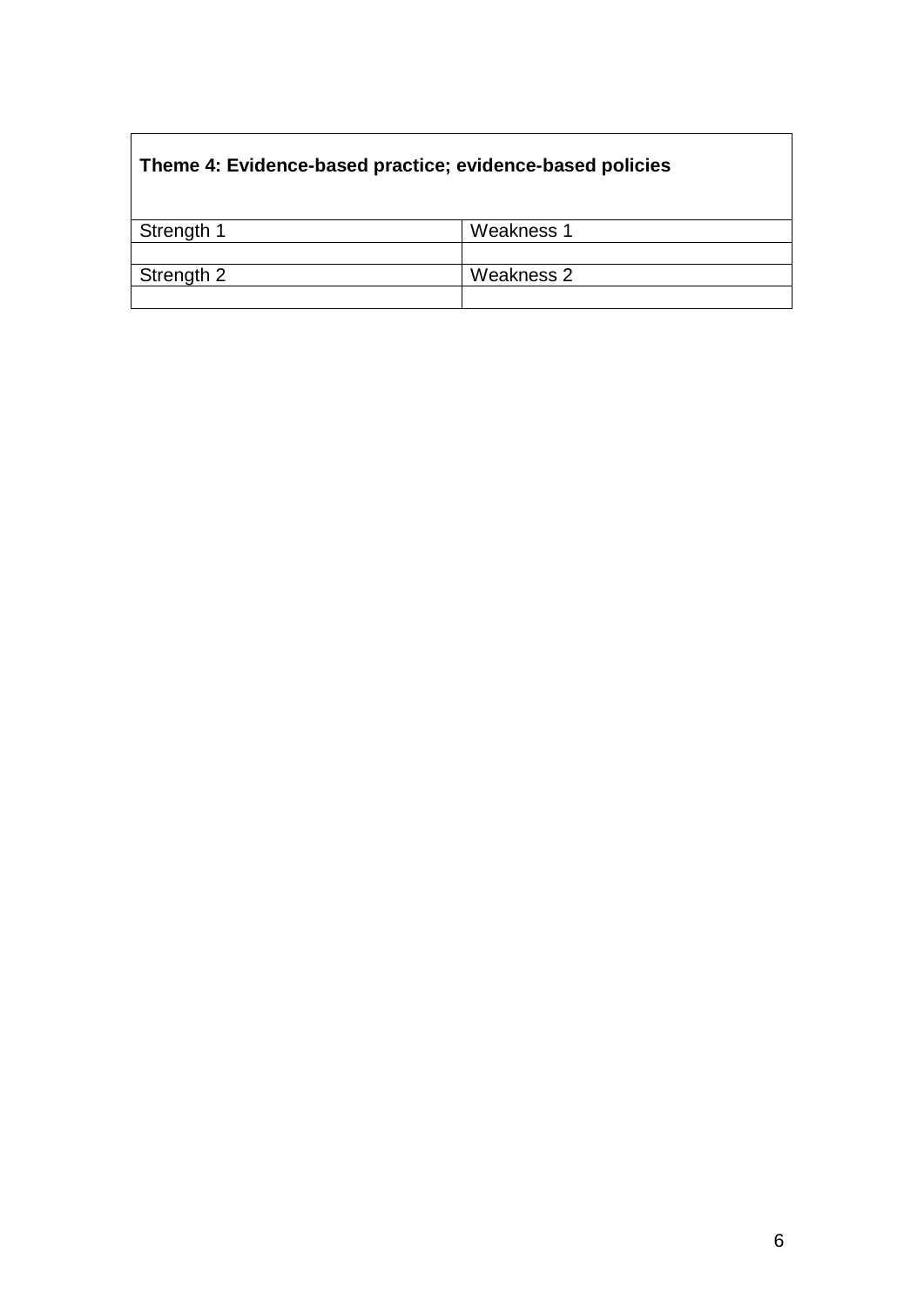| **Theme 4: Evidence-based practice; evidence-based policies** | |
|---|---|
| Strength 1 | Weakness 1 |
| | |
| Strength 2 | Weakness 2 |
| | |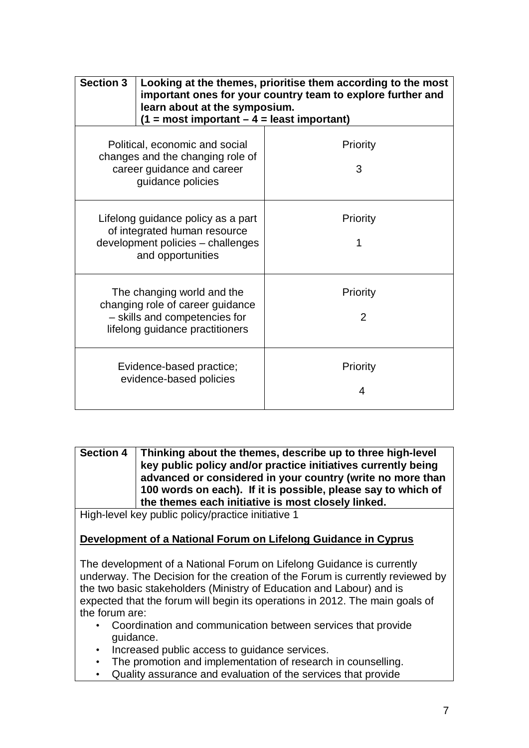| **Section 3** | **Looking at the themes, prioritise them according to the most important ones for your country team to explore further and learn about at the symposium. (1 = most important – 4 = least important)** |
|---|---|
| Political, economic and social changes and the changing role of career guidance and career guidance policies | Priority 3 |
| Lifelong guidance policy as a part of integrated human resource development policies – challenges and opportunities | Priority 1 |
| The changing world and the changing role of career guidance – skills and competencies for lifelong guidance practitioners | Priority 2 |
| Evidence-based practice; evidence-based policies | Priority 4 |

| **Section 4** | **Thinking about the themes, describe up to three high-level key public policy and/or practice initiatives currently being advanced or considered in your country (write no more than 100 words on each). If it is possible, please say to which of the themes each initiative is most closely linked.** |
|---|---|

High-level key public policy/practice initiative 1

**Development of a National Forum on Lifelong Guidance in Cyprus**

The development of a National Forum on Lifelong Guidance is currently underway. The Decision for the creation of the Forum is currently reviewed by the two basic stakeholders (Ministry of Education and Labour) and is expected that the forum will begin its operations in 2012. The main goals of the forum are:

- Coordination and communication between services that provide guidance.
- Increased public access to guidance services.
- The promotion and implementation of research in counselling.
- Quality assurance and evaluation of the services that provide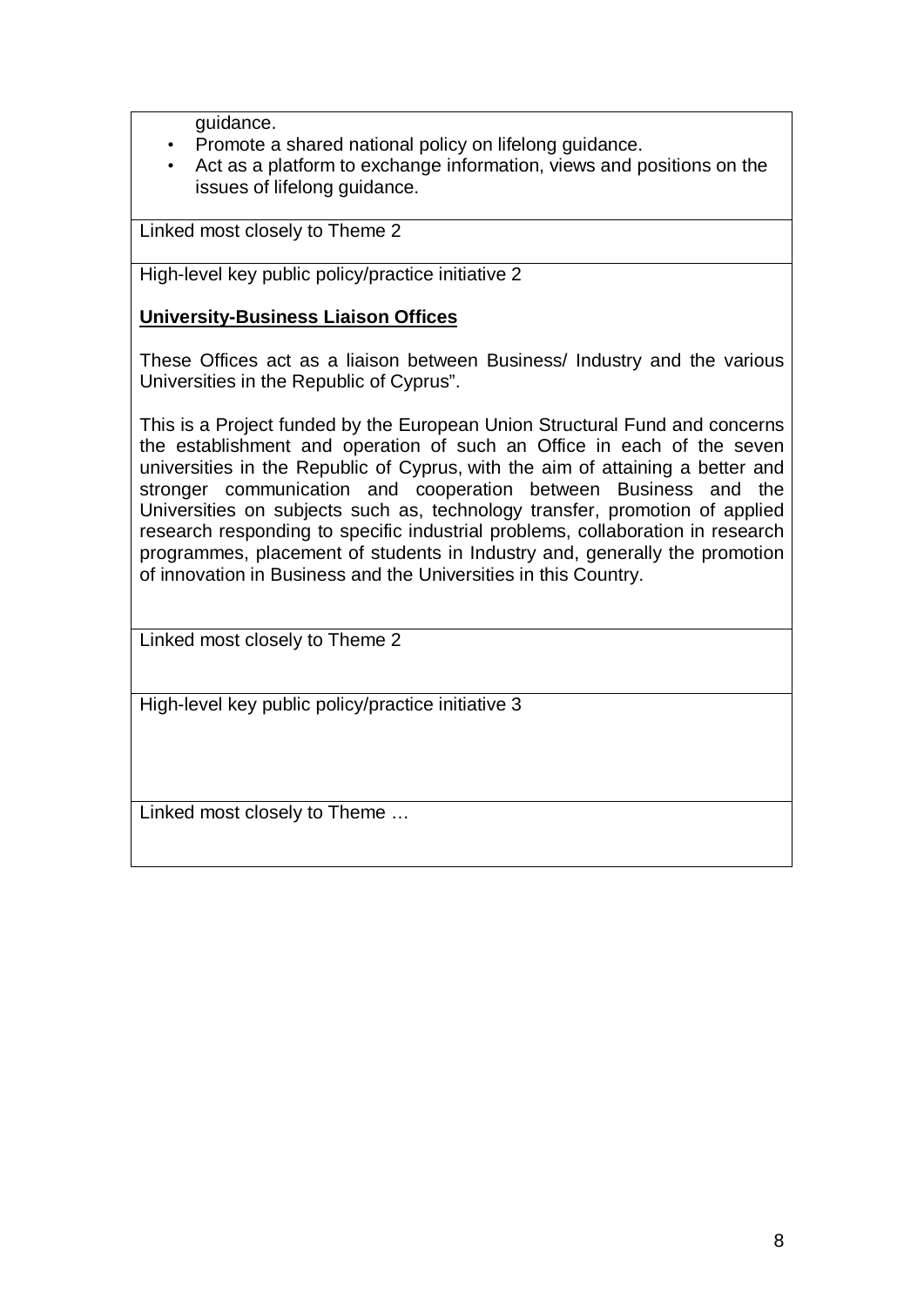guidance.

- Promote a shared national policy on lifelong guidance.
- Act as a platform to exchange information, views and positions on the issues of lifelong guidance.

Linked most closely to Theme 2

High-level key public policy/practice initiative 2

**University-Business Liaison Offices**

These Offices act as a liaison between Business/ Industry and the various Universities in the Republic of Cyprus".

This is a Project funded by the European Union Structural Fund and concerns the establishment and operation of such an Office in each of the seven universities in the Republic of Cyprus, with the aim of attaining a better and stronger communication and cooperation between Business and the Universities on subjects such as, technology transfer, promotion of applied research responding to specific industrial problems, collaboration in research programmes, placement of students in Industry and, generally the promotion of innovation in Business and the Universities in this Country.

Linked most closely to Theme 2

High-level key public policy/practice initiative 3

Linked most closely to Theme …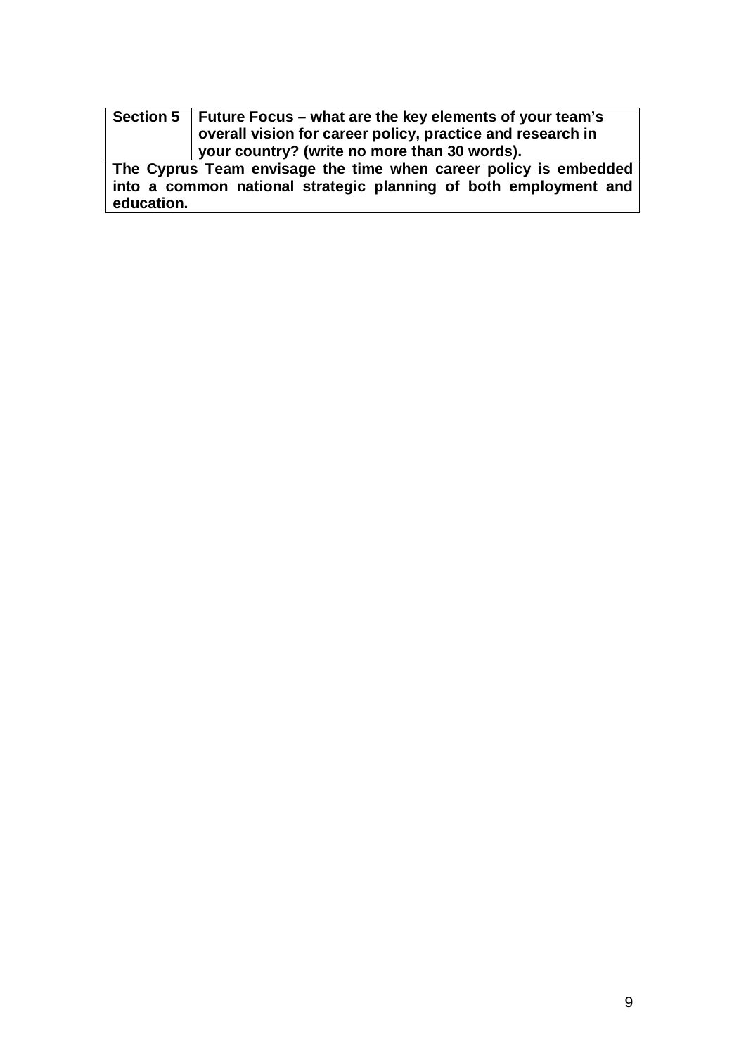| **Section 5** | **Future Focus – what are the key elements of your team's overall vision for career policy, practice and research in your country? (write no more than 30 words).** |
|---|---|
| **The Cyprus Team envisage the time when career policy is embedded into a common national strategic planning of both employment and education.** | |